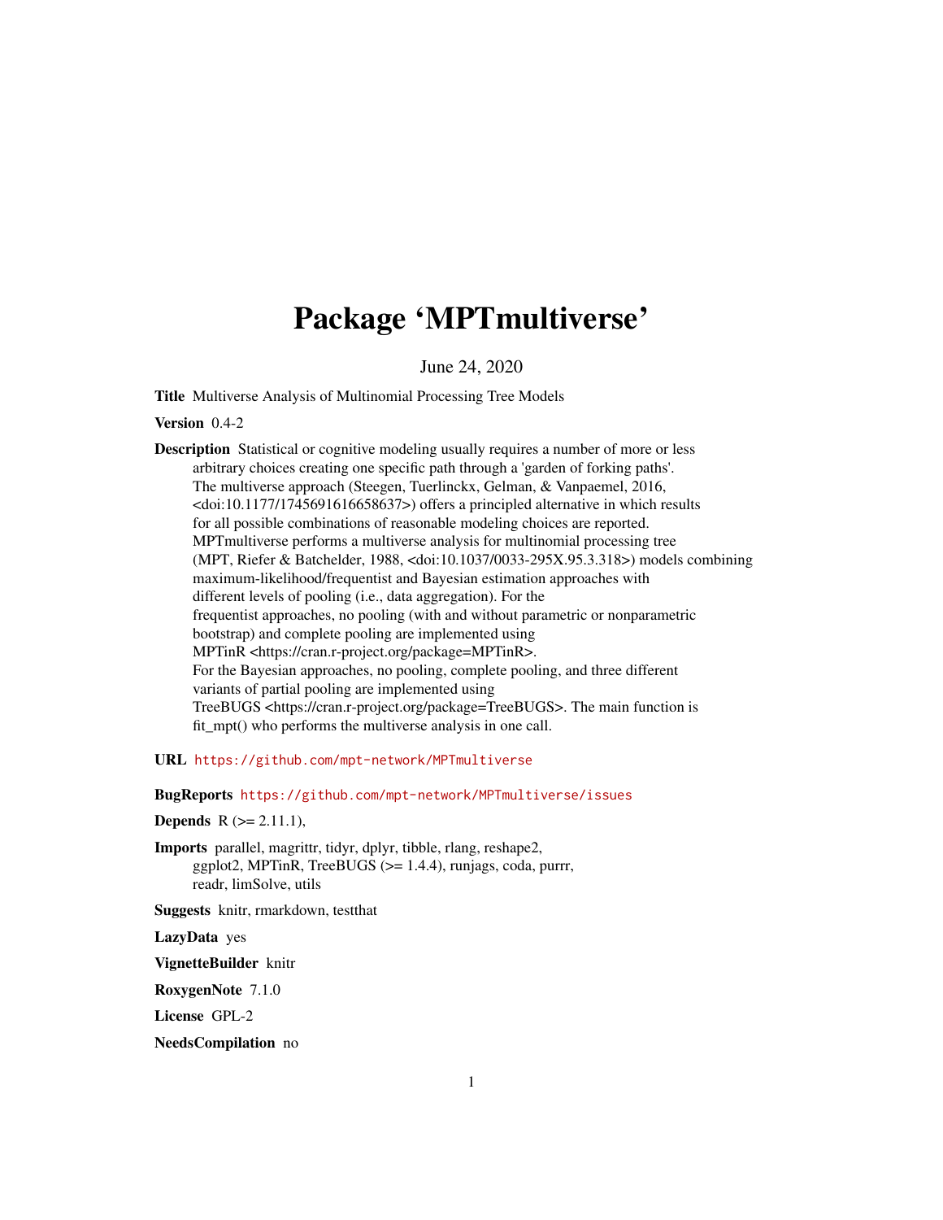# Package 'MPTmultiverse'

June 24, 2020

**Title** Multiverse Analysis of Multinomial Processing Tree Models

**Version** 0.4-2

**Description** Statistical or cognitive modeling usually requires a number of more or less arbitrary choices creating one specific path through a 'garden of forking paths'. The multiverse approach (Steegen, Tuerlinckx, Gelman, & Vanpaemel, 2016, <doi:10.1177/1745691616658637>) offers a principled alternative in which results for all possible combinations of reasonable modeling choices are reported. MPTmultiverse performs a multiverse analysis for multinomial processing tree (MPT, Riefer & Batchelder, 1988, <doi:10.1037/0033-295X.95.3.318>) models combining maximum-likelihood/frequentist and Bayesian estimation approaches with different levels of pooling (i.e., data aggregation). For the frequentist approaches, no pooling (with and without parametric or nonparametric bootstrap) and complete pooling are implemented using MPTinR <https://cran.r-project.org/package=MPTinR>. For the Bayesian approaches, no pooling, complete pooling, and three different variants of partial pooling are implemented using TreeBUGS <https://cran.r-project.org/package=TreeBUGS>. The main function is fit_mpt() who performs the multiverse analysis in one call.

**URL** https://github.com/mpt-network/MPTmultiverse

**BugReports** https://github.com/mpt-network/MPTmultiverse/issues

**Depends** R (>= 2.11.1),

**Imports** parallel, magrittr, tidyr, dplyr, tibble, rlang, reshape2, ggplot2, MPTinR, TreeBUGS (>= 1.4.4), runjags, coda, purrr, readr, limSolve, utils

**Suggests** knitr, rmarkdown, testthat

**LazyData** yes

**VignetteBuilder** knitr

**RoxygenNote** 7.1.0

**License** GPL-2

**NeedsCompilation** no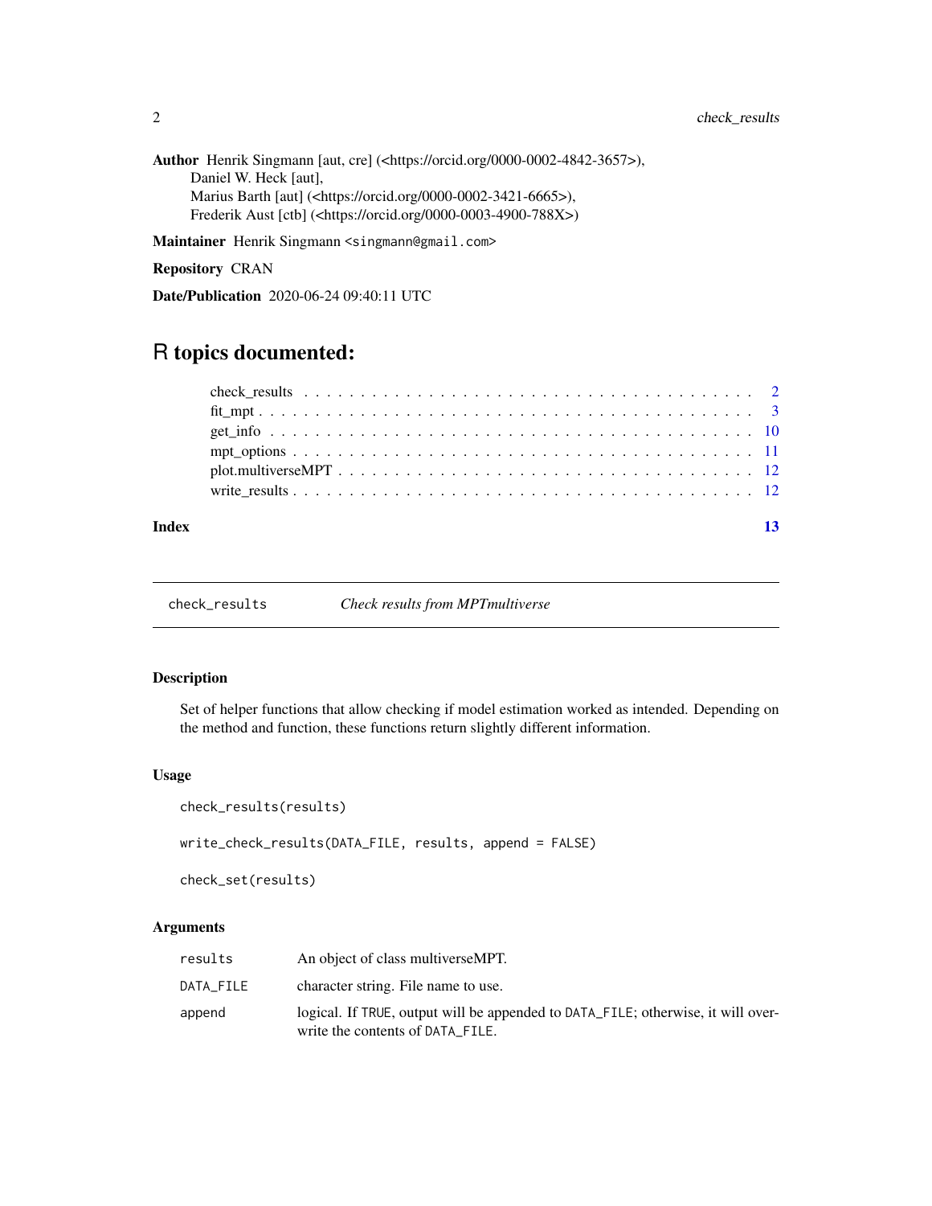**Author** Henrik Singmann [aut, cre] (<https://orcid.org/0000-0002-4842-3657>),
Daniel W. Heck [aut],
Marius Barth [aut] (<https://orcid.org/0000-0002-3421-6665>),
Frederik Aust [ctb] (<https://orcid.org/0000-0003-4900-788X>)

**Maintainer** Henrik Singmann <singmann@gmail.com>

**Repository** CRAN

**Date/Publication** 2020-06-24 09:40:11 UTC

# R topics documented:

- check_results . . . . . . . . . . 2
- fit_mpt . . . . . . . . . . 3
- get_info . . . . . . . . . . 10
- mpt_options . . . . . . . . . . 11
- plot.multiverseMPT . . . . . . . . . . 12
- write_results . . . . . . . . . . 12

**Index** 13

---

## check_results — *Check results from MPTmultiverse*

### Description

Set of helper functions that allow checking if model estimation worked as intended. Depending on the method and function, these functions return slightly different information.

### Usage

```
check_results(results)

write_check_results(DATA_FILE, results, append = FALSE)

check_set(results)
```

### Arguments

| | |
|---|---|
| `results` | An object of class multiverseMPT. |
| `DATA_FILE` | character string. File name to use. |
| `append` | logical. If `TRUE`, output will be appended to `DATA_FILE`; otherwise, it will overwrite the contents of `DATA_FILE`. |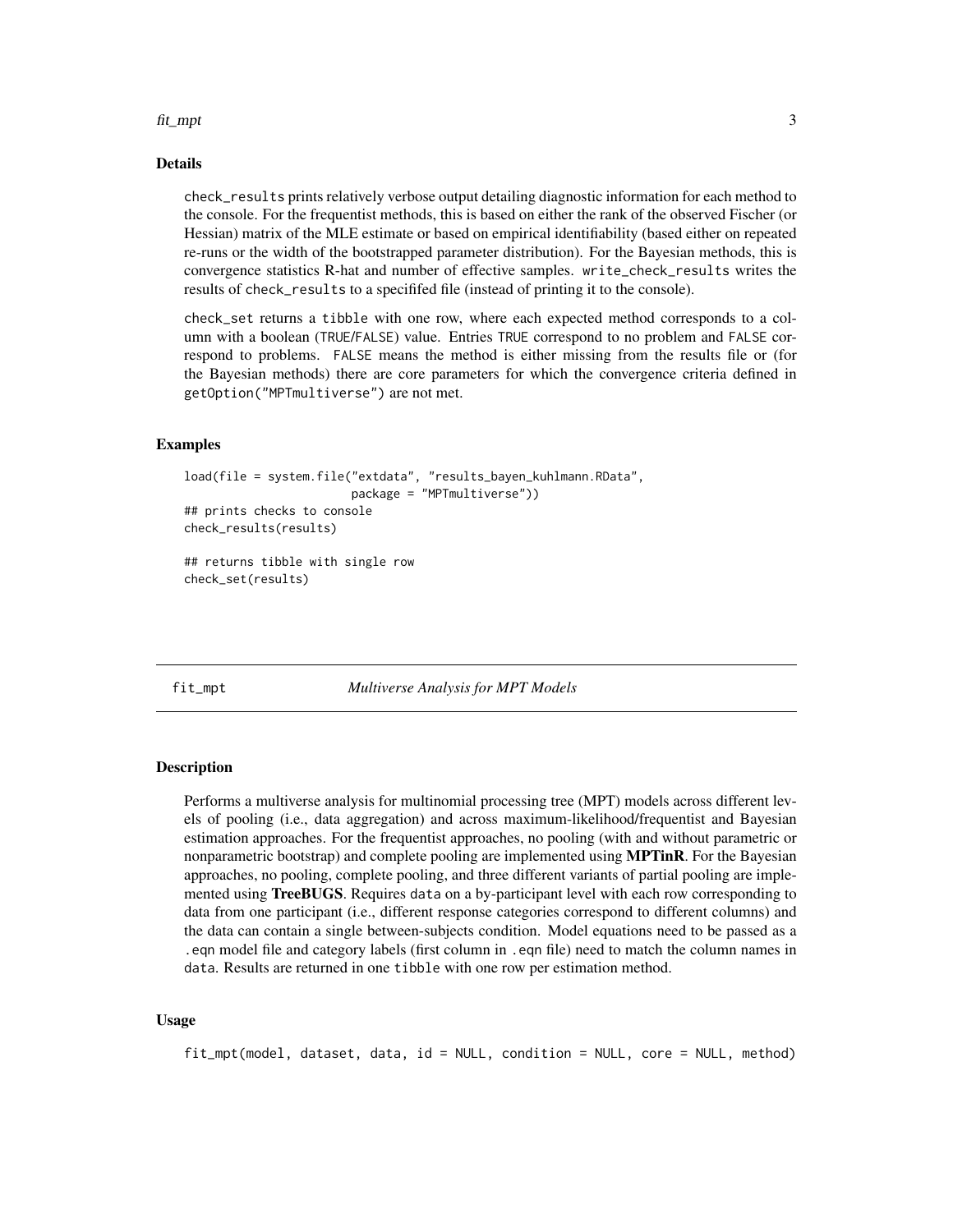## Details

`check_results` prints relatively verbose output detailing diagnostic information for each method to the console. For the frequentist methods, this is based on either the rank of the observed Fischer (or Hessian) matrix of the MLE estimate or based on empirical identifiability (based either on repeated re-runs or the width of the bootstrapped parameter distribution). For the Bayesian methods, this is convergence statistics R-hat and number of effective samples. `write_check_results` writes the results of `check_results` to a specififed file (instead of printing it to the console).

`check_set` returns a `tibble` with one row, where each expected method corresponds to a column with a boolean (`TRUE`/`FALSE`) value. Entries `TRUE` correspond to no problem and `FALSE` correspond to problems. `FALSE` means the method is either missing from the results file or (for the Bayesian methods) there are core parameters for which the convergence criteria defined in `getOption("MPTmultiverse")` are not met.

## Examples

```
load(file = system.file("extdata", "results_bayen_kuhlmann.RData",
                        package = "MPTmultiverse"))
## prints checks to console
check_results(results)

## returns tibble with single row
check_set(results)
```

---

# fit_mpt *Multiverse Analysis for MPT Models*

## Description

Performs a multiverse analysis for multinomial processing tree (MPT) models across different levels of pooling (i.e., data aggregation) and across maximum-likelihood/frequentist and Bayesian estimation approaches. For the frequentist approaches, no pooling (with and without parametric or nonparametric bootstrap) and complete pooling are implemented using **MPTinR**. For the Bayesian approaches, no pooling, complete pooling, and three different variants of partial pooling are implemented using **TreeBUGS**. Requires `data` on a by-participant level with each row corresponding to data from one participant (i.e., different response categories correspond to different columns) and the data can contain a single between-subjects condition. Model equations need to be passed as a `.eqn` model file and category labels (first column in `.eqn` file) need to match the column names in `data`. Results are returned in one `tibble` with one row per estimation method.

## Usage

```
fit_mpt(model, dataset, data, id = NULL, condition = NULL, core = NULL, method)
```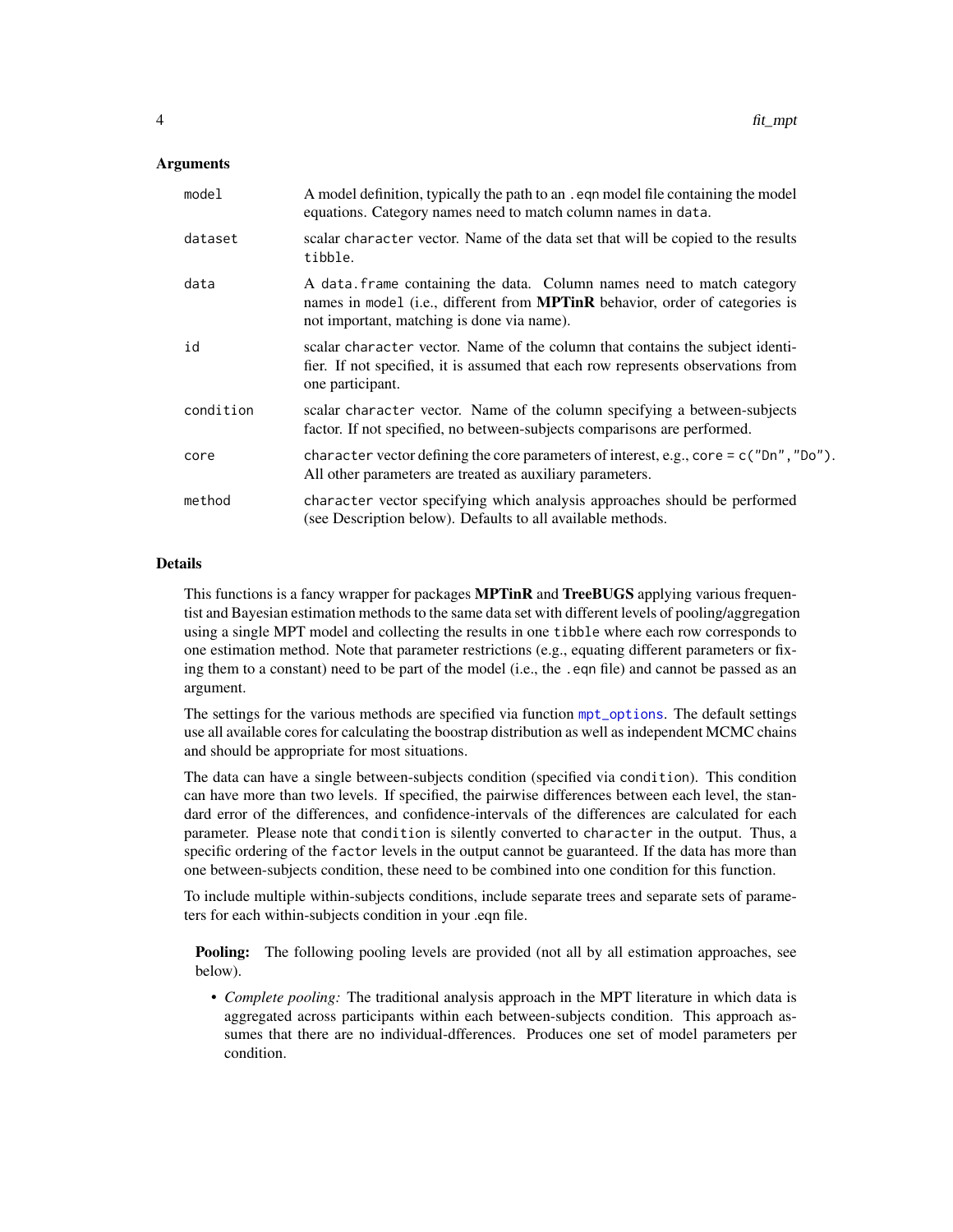## Arguments

| | |
|---|---|
| `model` | A model definition, typically the path to an `.eqn` model file containing the model equations. Category names need to match column names in `data`. |
| `dataset` | scalar `character` vector. Name of the data set that will be copied to the results `tibble`. |
| `data` | A `data.frame` containing the data. Column names need to match category names in `model` (i.e., different from **MPTinR** behavior, order of categories is not important, matching is done via name). |
| `id` | scalar `character` vector. Name of the column that contains the subject identifier. If not specified, it is assumed that each row represents observations from one participant. |
| `condition` | scalar `character` vector. Name of the column specifying a between-subjects factor. If not specified, no between-subjects comparisons are performed. |
| `core` | `character` vector defining the core parameters of interest, e.g., `core = c("Dn", "Do")`. All other parameters are treated as auxiliary parameters. |
| `method` | `character` vector specifying which analysis approaches should be performed (see Description below). Defaults to all available methods. |

## Details

This functions is a fancy wrapper for packages **MPTinR** and **TreeBUGS** applying various frequentist and Bayesian estimation methods to the same data set with different levels of pooling/aggregation using a single MPT model and collecting the results in one `tibble` where each row corresponds to one estimation method. Note that parameter restrictions (e.g., equating different parameters or fixing them to a constant) need to be part of the model (i.e., the `.eqn` file) and cannot be passed as an argument.

The settings for the various methods are specified via function `mpt_options`. The default settings use all available cores for calculating the boostrap distribution as well as independent MCMC chains and should be appropriate for most situations.

The data can have a single between-subjects condition (specified via `condition`). This condition can have more than two levels. If specified, the pairwise differences between each level, the standard error of the differences, and confidence-intervals of the differences are calculated for each parameter. Please note that `condition` is silently converted to `character` in the output. Thus, a specific ordering of the `factor` levels in the output cannot be guaranteed. If the data has more than one between-subjects condition, these need to be combined into one condition for this function.

To include multiple within-subjects conditions, include separate trees and separate sets of parameters for each within-subjects condition in your .eqn file.

**Pooling:** The following pooling levels are provided (not all by all estimation approaches, see below).

- *Complete pooling:* The traditional analysis approach in the MPT literature in which data is aggregated across participants within each between-subjects condition. This approach assumes that there are no individual-dfferences. Produces one set of model parameters per condition.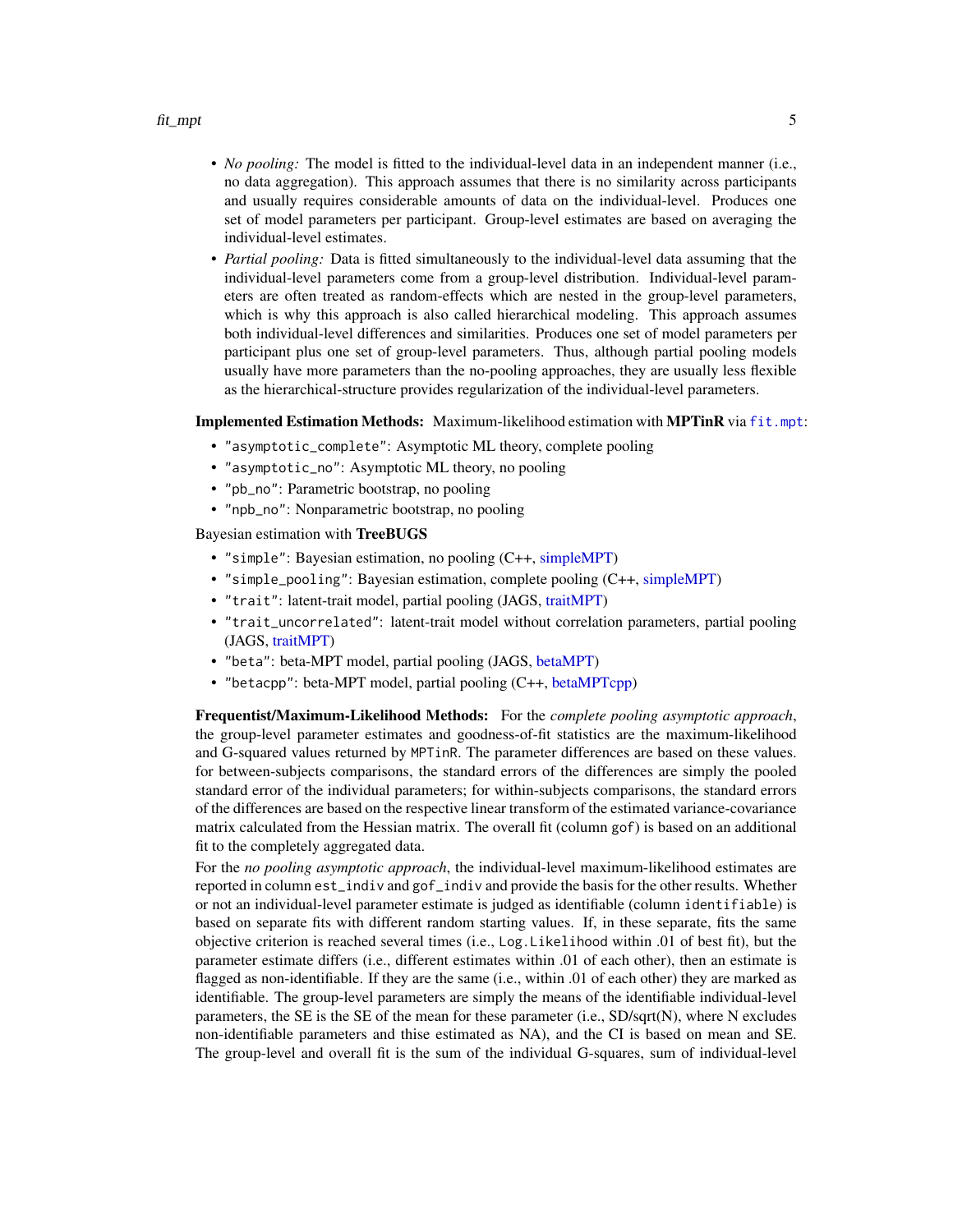- *No pooling:* The model is fitted to the individual-level data in an independent manner (i.e., no data aggregation). This approach assumes that there is no similarity across participants and usually requires considerable amounts of data on the individual-level. Produces one set of model parameters per participant. Group-level estimates are based on averaging the individual-level estimates.
- *Partial pooling:* Data is fitted simultaneously to the individual-level data assuming that the individual-level parameters come from a group-level distribution. Individual-level parameters are often treated as random-effects which are nested in the group-level parameters, which is why this approach is also called hierarchical modeling. This approach assumes both individual-level differences and similarities. Produces one set of model parameters per participant plus one set of group-level parameters. Thus, although partial pooling models usually have more parameters than the no-pooling approaches, they are usually less flexible as the hierarchical-structure provides regularization of the individual-level parameters.

**Implemented Estimation Methods:** Maximum-likelihood estimation with **MPTinR** via `fit.mpt`:

- `"asymptotic_complete"`: Asymptotic ML theory, complete pooling
- `"asymptotic_no"`: Asymptotic ML theory, no pooling
- `"pb_no"`: Parametric bootstrap, no pooling
- `"npb_no"`: Nonparametric bootstrap, no pooling

Bayesian estimation with **TreeBUGS**

- `"simple"`: Bayesian estimation, no pooling (C++, simpleMPT)
- `"simple_pooling"`: Bayesian estimation, complete pooling (C++, simpleMPT)
- `"trait"`: latent-trait model, partial pooling (JAGS, traitMPT)
- `"trait_uncorrelated"`: latent-trait model without correlation parameters, partial pooling (JAGS, traitMPT)
- `"beta"`: beta-MPT model, partial pooling (JAGS, betaMPT)
- `"betacpp"`: beta-MPT model, partial pooling (C++, betaMPTcpp)

**Frequentist/Maximum-Likelihood Methods:** For the *complete pooling asymptotic approach*, the group-level parameter estimates and goodness-of-fit statistics are the maximum-likelihood and G-squared values returned by `MPTinR`. The parameter differences are based on these values. for between-subjects comparisons, the standard errors of the differences are simply the pooled standard error of the individual parameters; for within-subjects comparisons, the standard errors of the differences are based on the respective linear transform of the estimated variance-covariance matrix calculated from the Hessian matrix. The overall fit (column `gof`) is based on an additional fit to the completely aggregated data.

For the *no pooling asymptotic approach*, the individual-level maximum-likelihood estimates are reported in column `est_indiv` and `gof_indiv` and provide the basis for the other results. Whether or not an individual-level parameter estimate is judged as identifiable (column `identifiable`) is based on separate fits with different random starting values. If, in these separate, fits the same objective criterion is reached several times (i.e., `Log.Likelihood` within .01 of best fit), but the parameter estimate differs (i.e., different estimates within .01 of each other), then an estimate is flagged as non-identifiable. If they are the same (i.e., within .01 of each other) they are marked as identifiable. The group-level parameters are simply the means of the identifiable individual-level parameters, the SE is the SE of the mean for these parameter (i.e., SD/sqrt(N), where N excludes non-identifiable parameters and thise estimated as NA), and the CI is based on mean and SE. The group-level and overall fit is the sum of the individual G-squares, sum of individual-level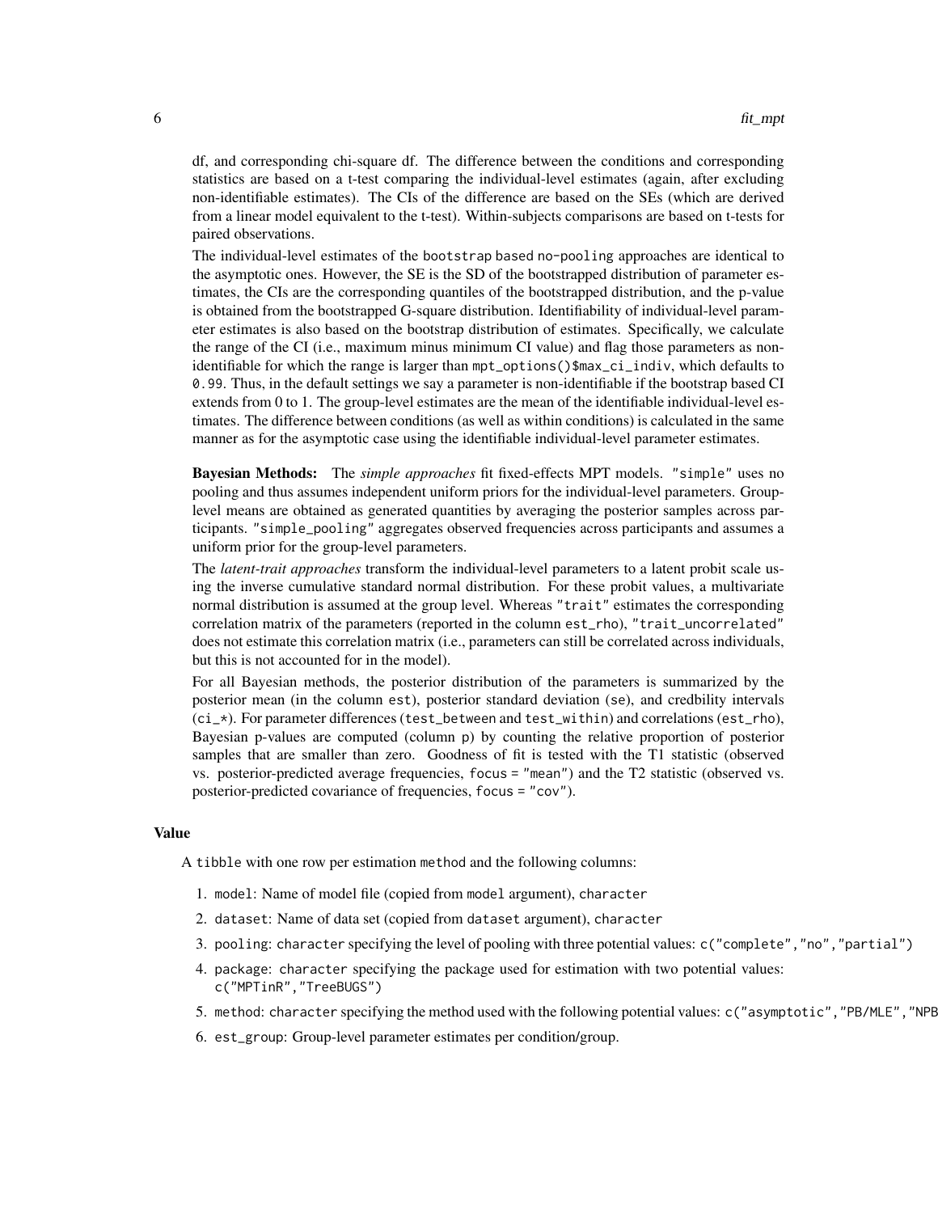df, and corresponding chi-square df. The difference between the conditions and corresponding statistics are based on a t-test comparing the individual-level estimates (again, after excluding non-identifiable estimates). The CIs of the difference are based on the SEs (which are derived from a linear model equivalent to the t-test). Within-subjects comparisons are based on t-tests for paired observations.

The individual-level estimates of the `bootstrap` based `no-pooling` approaches are identical to the asymptotic ones. However, the SE is the SD of the bootstrapped distribution of parameter estimates, the CIs are the corresponding quantiles of the bootstrapped distribution, and the p-value is obtained from the bootstrapped G-square distribution. Identifiability of individual-level parameter estimates is also based on the bootstrap distribution of estimates. Specifically, we calculate the range of the CI (i.e., maximum minus minimum CI value) and flag those parameters as non-identifiable for which the range is larger than `mpt_options()$max_ci_indiv`, which defaults to `0.99`. Thus, in the default settings we say a parameter is non-identifiable if the bootstrap based CI extends from 0 to 1. The group-level estimates are the mean of the identifiable individual-level estimates. The difference between conditions (as well as within conditions) is calculated in the same manner as for the asymptotic case using the identifiable individual-level parameter estimates.

**Bayesian Methods:** The *simple approaches* fit fixed-effects MPT models. `"simple"` uses no pooling and thus assumes independent uniform priors for the individual-level parameters. Group-level means are obtained as generated quantities by averaging the posterior samples across participants. `"simple_pooling"` aggregates observed frequencies across participants and assumes a uniform prior for the group-level parameters.

The *latent-trait approaches* transform the individual-level parameters to a latent probit scale using the inverse cumulative standard normal distribution. For these probit values, a multivariate normal distribution is assumed at the group level. Whereas `"trait"` estimates the corresponding correlation matrix of the parameters (reported in the column `est_rho`), `"trait_uncorrelated"` does not estimate this correlation matrix (i.e., parameters can still be correlated across individuals, but this is not accounted for in the model).

For all Bayesian methods, the posterior distribution of the parameters is summarized by the posterior mean (in the column `est`), posterior standard deviation (`se`), and credbility intervals (`ci_*`). For parameter differences (`test_between` and `test_within`) and correlations (`est_rho`), Bayesian p-values are computed (column `p`) by counting the relative proportion of posterior samples that are smaller than zero. Goodness of fit is tested with the T1 statistic (observed vs. posterior-predicted average frequencies, `focus = "mean"`) and the T2 statistic (observed vs. posterior-predicted covariance of frequencies, `focus = "cov"`).

## Value

A `tibble` with one row per estimation `method` and the following columns:

1. `model`: Name of model file (copied from `model` argument), `character`
2. `dataset`: Name of data set (copied from `dataset` argument), `character`
3. `pooling`: `character` specifying the level of pooling with three potential values: `c("complete","no","partial")`
4. `package`: `character` specifying the package used for estimation with two potential values: `c("MPTinR","TreeBUGS")`
5. `method`: `character` specifying the method used with the following potential values: `c("asymptotic","PB/MLE","NPB`
6. `est_group`: Group-level parameter estimates per condition/group.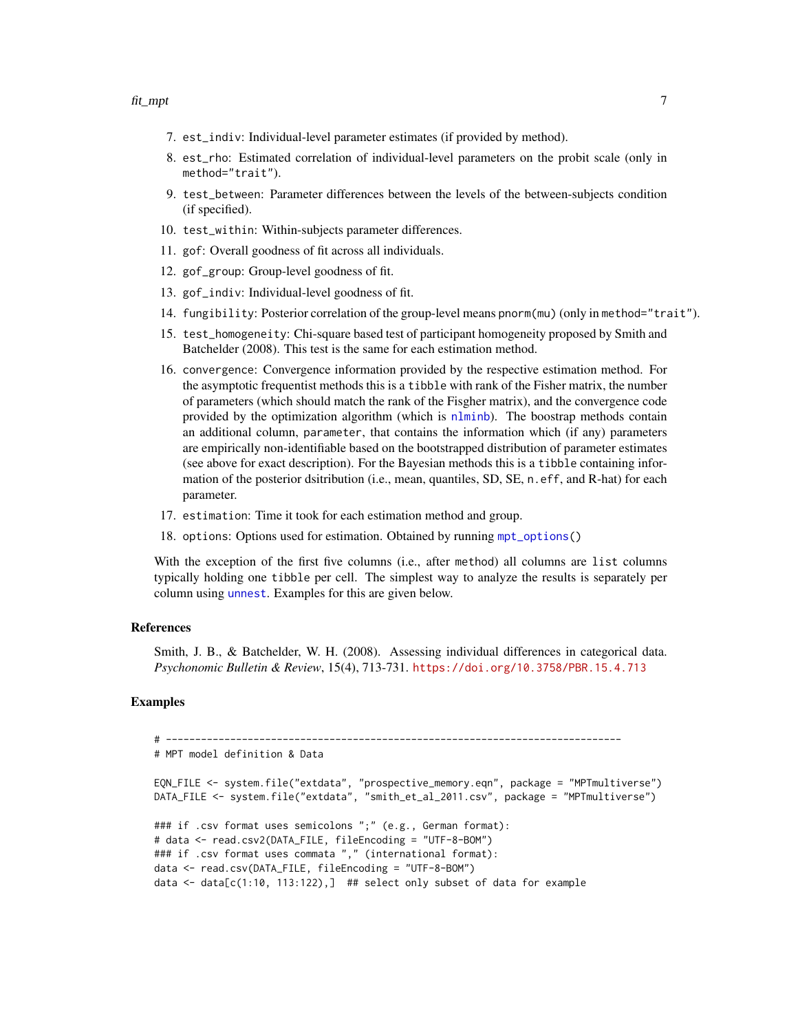7. `est_indiv`: Individual-level parameter estimates (if provided by method).
8. `est_rho`: Estimated correlation of individual-level parameters on the probit scale (only in `method="trait"`).
9. `test_between`: Parameter differences between the levels of the between-subjects condition (if specified).
10. `test_within`: Within-subjects parameter differences.
11. `gof`: Overall goodness of fit across all individuals.
12. `gof_group`: Group-level goodness of fit.
13. `gof_indiv`: Individual-level goodness of fit.
14. `fungibility`: Posterior correlation of the group-level means `pnorm(mu)` (only in `method="trait"`).
15. `test_homogeneity`: Chi-square based test of participant homogeneity proposed by Smith and Batchelder (2008). This test is the same for each estimation method.
16. `convergence`: Convergence information provided by the respective estimation method. For the asymptotic frequentist methods this is a `tibble` with rank of the Fisher matrix, the number of parameters (which should match the rank of the Fisgher matrix), and the convergence code provided by the optimization algorithm (which is `nlminb`). The boostrap methods contain an additional column, `parameter`, that contains the information which (if any) parameters are empirically non-identifiable based on the bootstrapped distribution of parameter estimates (see above for exact description). For the Bayesian methods this is a `tibble` containing information of the posterior dsitribution (i.e., mean, quantiles, SD, SE, `n.eff`, and R-hat) for each parameter.
17. `estimation`: Time it took for each estimation method and group.
18. `options`: Options used for estimation. Obtained by running `mpt_options()`

With the exception of the first five columns (i.e., after `method`) all columns are `list` columns typically holding one `tibble` per cell. The simplest way to analyze the results is separately per column using `unnest`. Examples for this are given below.

### References

Smith, J. B., & Batchelder, W. H. (2008). Assessing individual differences in categorical data. *Psychonomic Bulletin & Review*, 15(4), 713-731. https://doi.org/10.3758/PBR.15.4.713

### Examples

```
# ------------------------------------------------------------------------------
# MPT model definition & Data

EQN_FILE <- system.file("extdata", "prospective_memory.eqn", package = "MPTmultiverse")
DATA_FILE <- system.file("extdata", "smith_et_al_2011.csv", package = "MPTmultiverse")

### if .csv format uses semicolons ";" (e.g., German format):
# data <- read.csv2(DATA_FILE, fileEncoding = "UTF-8-BOM")
### if .csv format uses commata "," (international format):
data <- read.csv(DATA_FILE, fileEncoding = "UTF-8-BOM")
data <- data[c(1:10, 113:122),]  ## select only subset of data for example
```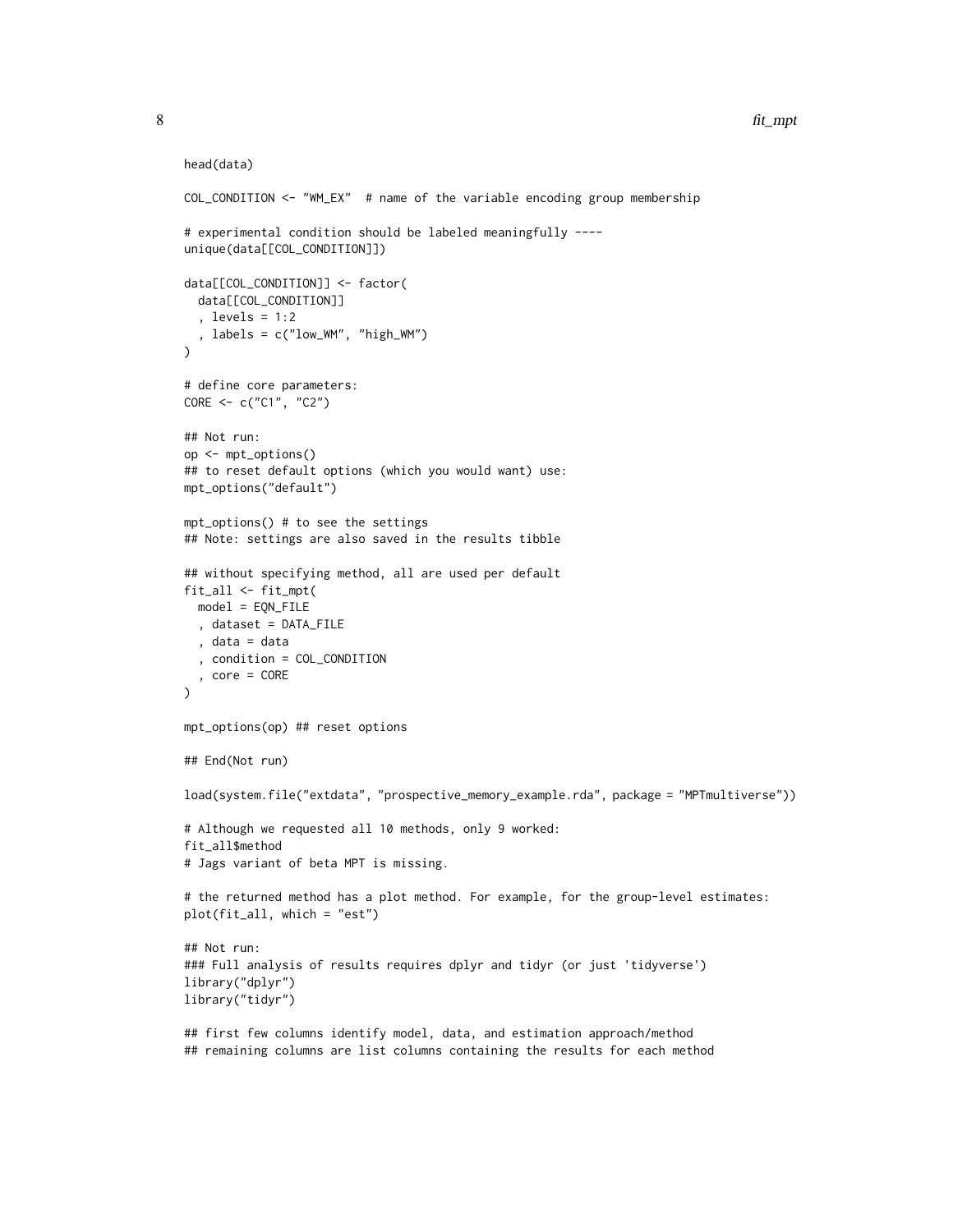```
head(data)

COL_CONDITION <- "WM_EX"  # name of the variable encoding group membership

# experimental condition should be labeled meaningfully ----
unique(data[[COL_CONDITION]])

data[[COL_CONDITION]] <- factor(
  data[[COL_CONDITION]]
  , levels = 1:2
  , labels = c("low_WM", "high_WM")
)

# define core parameters:
CORE <- c("C1", "C2")

## Not run:
op <- mpt_options()
## to reset default options (which you would want) use:
mpt_options("default")

mpt_options() # to see the settings
## Note: settings are also saved in the results tibble

## without specifying method, all are used per default
fit_all <- fit_mpt(
  model = EQN_FILE
  , dataset = DATA_FILE
  , data = data
  , condition = COL_CONDITION
  , core = CORE
)

mpt_options(op) ## reset options

## End(Not run)

load(system.file("extdata", "prospective_memory_example.rda", package = "MPTmultiverse"))

# Although we requested all 10 methods, only 9 worked:
fit_all$method
# Jags variant of beta MPT is missing.

# the returned method has a plot method. For example, for the group-level estimates:
plot(fit_all, which = "est")

## Not run:
### Full analysis of results requires dplyr and tidyr (or just 'tidyverse')
library("dplyr")
library("tidyr")

## first few columns identify model, data, and estimation approach/method
## remaining columns are list columns containing the results for each method
```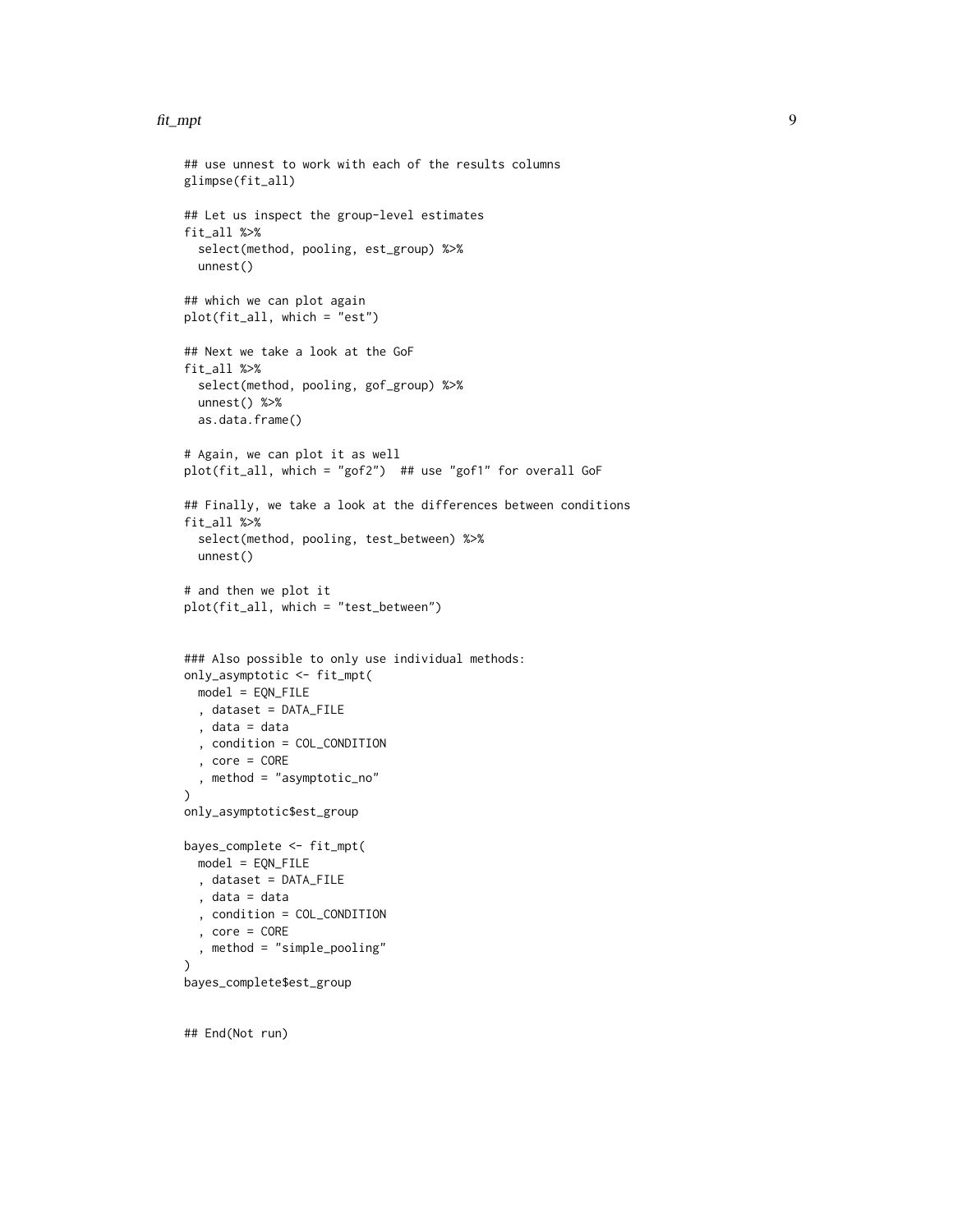```
## use unnest to work with each of the results columns
glimpse(fit_all)

## Let us inspect the group-level estimates
fit_all %>%
  select(method, pooling, est_group) %>%
  unnest()

## which we can plot again
plot(fit_all, which = "est")

## Next we take a look at the GoF
fit_all %>%
  select(method, pooling, gof_group) %>%
  unnest() %>%
  as.data.frame()

# Again, we can plot it as well
plot(fit_all, which = "gof2")  ## use "gof1" for overall GoF

## Finally, we take a look at the differences between conditions
fit_all %>%
  select(method, pooling, test_between) %>%
  unnest()

# and then we plot it
plot(fit_all, which = "test_between")


### Also possible to only use individual methods:
only_asymptotic <- fit_mpt(
  model = EQN_FILE
  , dataset = DATA_FILE
  , data = data
  , condition = COL_CONDITION
  , core = CORE
  , method = "asymptotic_no"
)
only_asymptotic$est_group

bayes_complete <- fit_mpt(
  model = EQN_FILE
  , dataset = DATA_FILE
  , data = data
  , condition = COL_CONDITION
  , core = CORE
  , method = "simple_pooling"
)
bayes_complete$est_group


## End(Not run)
```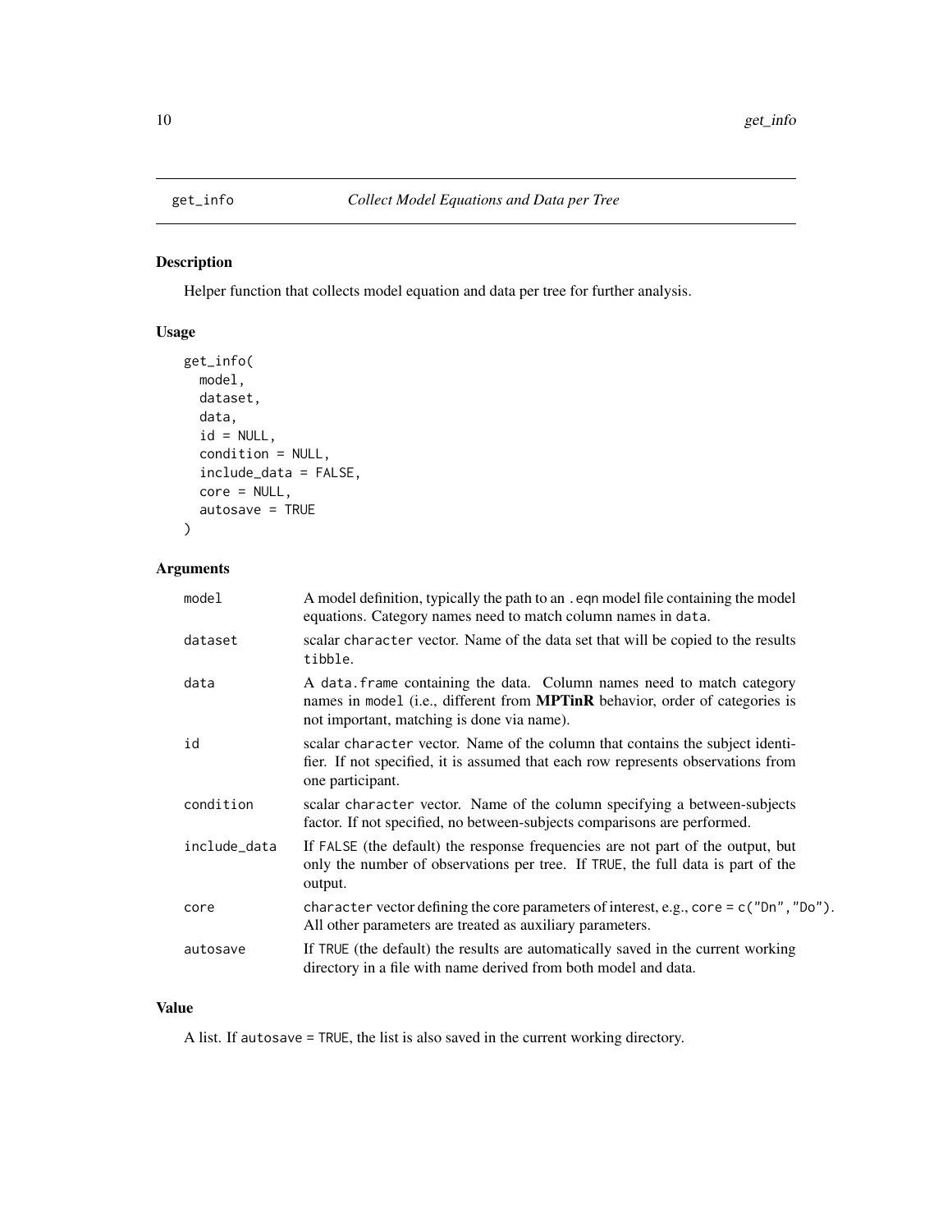## get_info    *Collect Model Equations and Data per Tree*

### Description

Helper function that collects model equation and data per tree for further analysis.

### Usage

```
get_info(
  model,
  dataset,
  data,
  id = NULL,
  condition = NULL,
  include_data = FALSE,
  core = NULL,
  autosave = TRUE
)
```

### Arguments

| | |
|---|---|
| `model` | A model definition, typically the path to an `.eqn` model file containing the model equations. Category names need to match column names in `data`. |
| `dataset` | scalar `character` vector. Name of the data set that will be copied to the results `tibble`. |
| `data` | A `data.frame` containing the data. Column names need to match category names in `model` (i.e., different from **MPTinR** behavior, order of categories is not important, matching is done via name). |
| `id` | scalar `character` vector. Name of the column that contains the subject identifier. If not specified, it is assumed that each row represents observations from one participant. |
| `condition` | scalar `character` vector. Name of the column specifying a between-subjects factor. If not specified, no between-subjects comparisons are performed. |
| `include_data` | If `FALSE` (the default) the response frequencies are not part of the output, but only the number of observations per tree. If `TRUE`, the full data is part of the output. |
| `core` | `character` vector defining the core parameters of interest, e.g., `core = c("Dn","Do")`. All other parameters are treated as auxiliary parameters. |
| `autosave` | If `TRUE` (the default) the results are automatically saved in the current working directory in a file with name derived from both model and data. |

### Value

A list. If `autosave = TRUE`, the list is also saved in the current working directory.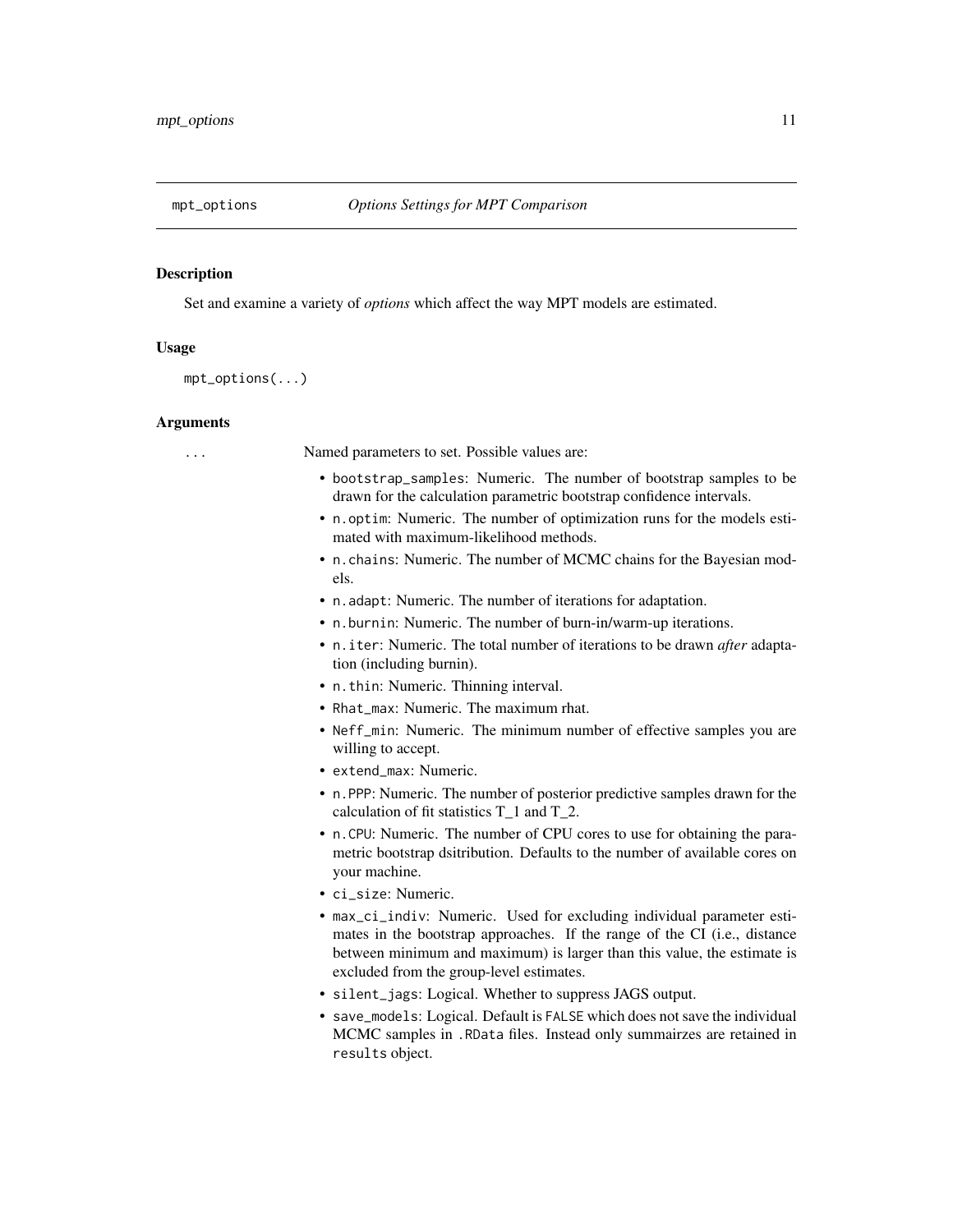## mpt_options — *Options Settings for MPT Comparison*

### Description

Set and examine a variety of *options* which affect the way MPT models are estimated.

### Usage

```
mpt_options(...)
```

### Arguments

`...` Named parameters to set. Possible values are:

- `bootstrap_samples`: Numeric. The number of bootstrap samples to be drawn for the calculation parametric bootstrap confidence intervals.
- `n.optim`: Numeric. The number of optimization runs for the models estimated with maximum-likelihood methods.
- `n.chains`: Numeric. The number of MCMC chains for the Bayesian models.
- `n.adapt`: Numeric. The number of iterations for adaptation.
- `n.burnin`: Numeric. The number of burn-in/warm-up iterations.
- `n.iter`: Numeric. The total number of iterations to be drawn *after* adaptation (including burnin).
- `n.thin`: Numeric. Thinning interval.
- `Rhat_max`: Numeric. The maximum rhat.
- `Neff_min`: Numeric. The minimum number of effective samples you are willing to accept.
- `extend_max`: Numeric.
- `n.PPP`: Numeric. The number of posterior predictive samples drawn for the calculation of fit statistics $T_1$ and $T_2$.
- `n.CPU`: Numeric. The number of CPU cores to use for obtaining the parametric bootstrap dsitribution. Defaults to the number of available cores on your machine.
- `ci_size`: Numeric.
- `max_ci_indiv`: Numeric. Used for excluding individual parameter estimates in the bootstrap approaches. If the range of the CI (i.e., distance between minimum and maximum) is larger than this value, the estimate is excluded from the group-level estimates.
- `silent_jags`: Logical. Whether to suppress JAGS output.
- `save_models`: Logical. Default is `FALSE` which does not save the individual MCMC samples in `.RData` files. Instead only summairzes are retained in `results` object.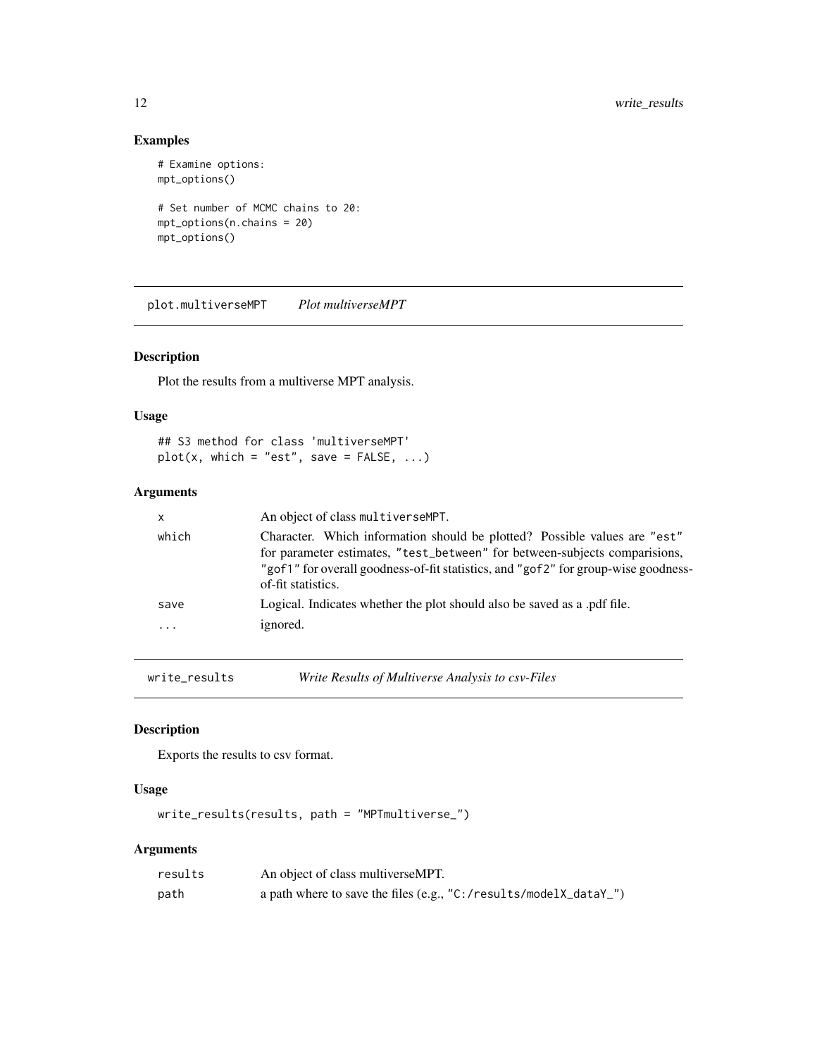## Examples

```
# Examine options:
mpt_options()

# Set number of MCMC chains to 20:
mpt_options(n.chains = 20)
mpt_options()
```

---

# plot.multiverseMPT *Plot multiverseMPT*

---

### Description

Plot the results from a multiverse MPT analysis.

### Usage

```
## S3 method for class 'multiverseMPT'
plot(x, which = "est", save = FALSE, ...)
```

### Arguments

| | |
|---|---|
| x | An object of class multiverseMPT. |
| which | Character. Which information should be plotted? Possible values are "est" for parameter estimates, "test_between" for between-subjects comparisions, "gof1" for overall goodness-of-fit statistics, and "gof2" for group-wise goodness-of-fit statistics. |
| save | Logical. Indicates whether the plot should also be saved as a .pdf file. |
| ... | ignored. |

---

# write_results *Write Results of Multiverse Analysis to csv-Files*

---

### Description

Exports the results to csv format.

### Usage

```
write_results(results, path = "MPTmultiverse_")
```

### Arguments

| | |
|---|---|
| results | An object of class multiverseMPT. |
| path | a path where to save the files (e.g., "C:/results/modelX_dataY_") |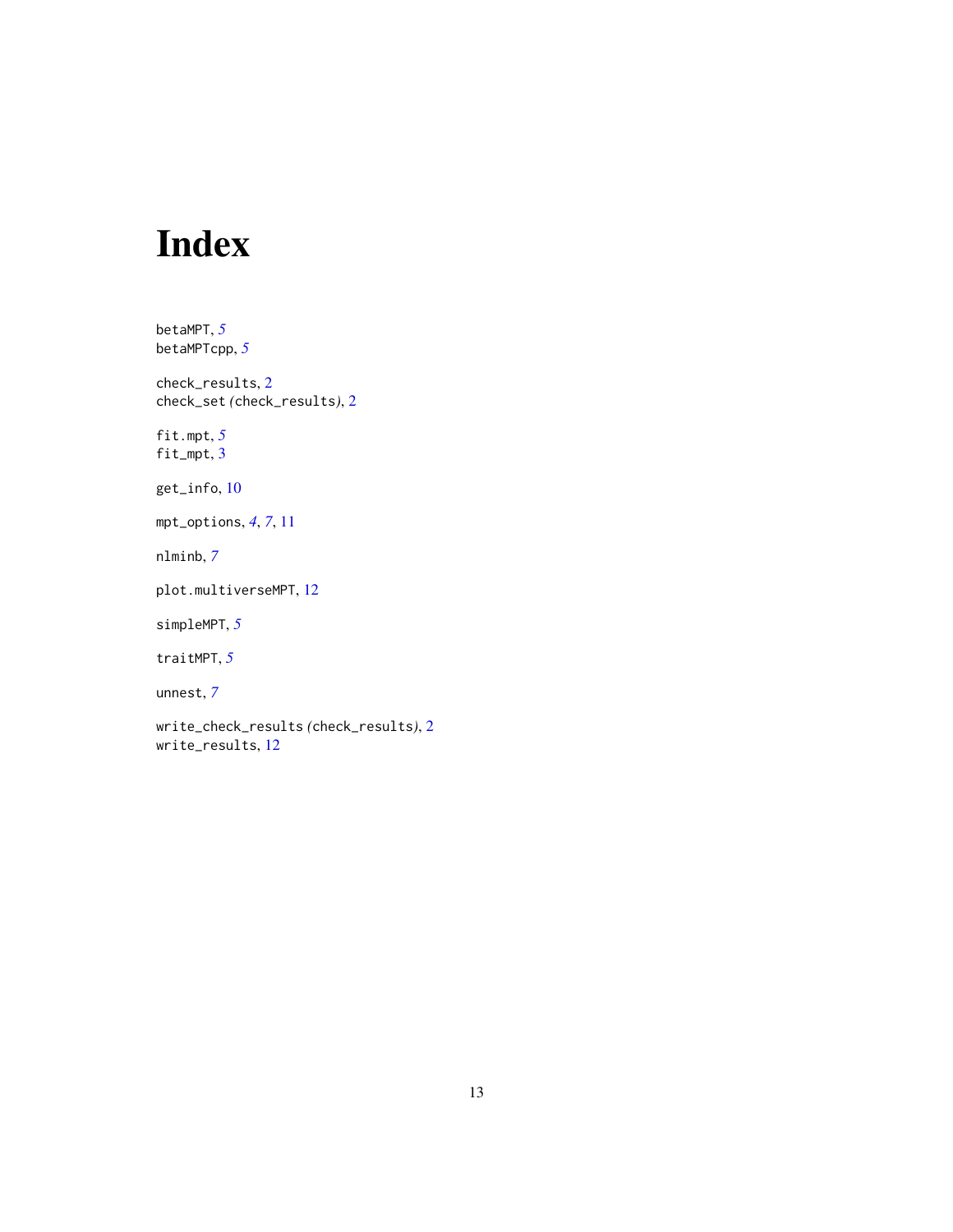# Index

betaMPT, *5*
betaMPTcpp, *5*

check_results, 2
check_set *(*check_results*)*, 2

fit.mpt, *5*
fit_mpt, 3

get_info, 10

mpt_options, *4*, *7*, 11

nlminb, *7*

plot.multiverseMPT, 12

simpleMPT, *5*

traitMPT, *5*

unnest, *7*

write_check_results *(*check_results*)*, 2
write_results, 12